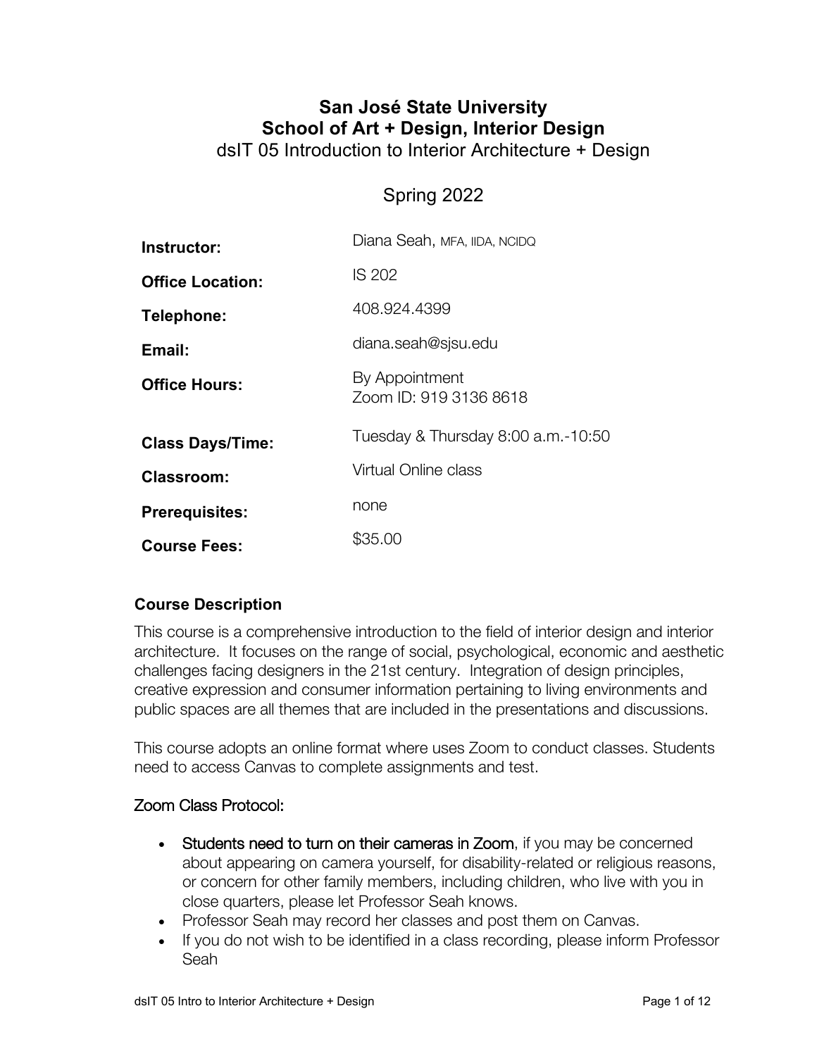# San José State University
## School of Art + Design, Interior Design
### dsIT 05 Introduction to Interior Architecture + Design

### Spring 2022

| | |
|---|---|
| **Instructor:** | Diana Seah, MFA, IIDA, NCIDQ |
| **Office Location:** | IS 202 |
| **Telephone:** | 408.924.4399 |
| **Email:** | diana.seah@sjsu.edu |
| **Office Hours:** | By Appointment<br>Zoom ID: 919 3136 8618 |
| **Class Days/Time:** | Tuesday & Thursday 8:00 a.m.-10:50 |
| **Classroom:** | Virtual Online class |
| **Prerequisites:** | none |
| **Course Fees:** | $35.00 |

### Course Description

This course is a comprehensive introduction to the field of interior design and interior architecture. It focuses on the range of social, psychological, economic and aesthetic challenges facing designers in the 21st century. Integration of design principles, creative expression and consumer information pertaining to living environments and public spaces are all themes that are included in the presentations and discussions.

This course adopts an online format where uses Zoom to conduct classes. Students need to access Canvas to complete assignments and test.

### Zoom Class Protocol:

- Students need to turn on their cameras in Zoom, if you may be concerned about appearing on camera yourself, for disability-related or religious reasons, or concern for other family members, including children, who live with you in close quarters, please let Professor Seah knows.
- Professor Seah may record her classes and post them on Canvas.
- If you do not wish to be identified in a class recording, please inform Professor Seah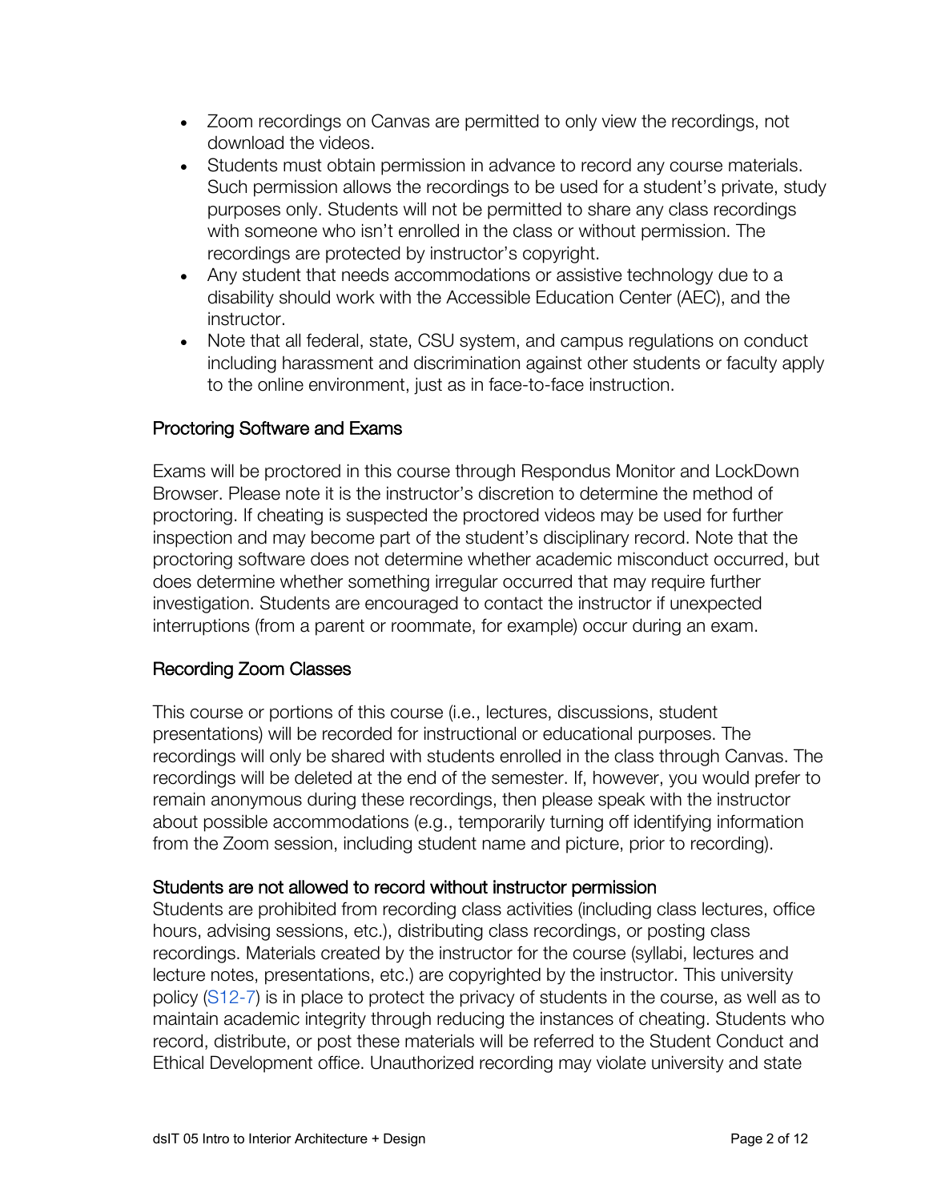- Zoom recordings on Canvas are permitted to only view the recordings, not download the videos.
- Students must obtain permission in advance to record any course materials. Such permission allows the recordings to be used for a student's private, study purposes only. Students will not be permitted to share any class recordings with someone who isn't enrolled in the class or without permission. The recordings are protected by instructor's copyright.
- Any student that needs accommodations or assistive technology due to a disability should work with the Accessible Education Center (AEC), and the instructor.
- Note that all federal, state, CSU system, and campus regulations on conduct including harassment and discrimination against other students or faculty apply to the online environment, just as in face-to-face instruction.

### Proctoring Software and Exams

Exams will be proctored in this course through Respondus Monitor and LockDown Browser. Please note it is the instructor's discretion to determine the method of proctoring. If cheating is suspected the proctored videos may be used for further inspection and may become part of the student's disciplinary record. Note that the proctoring software does not determine whether academic misconduct occurred, but does determine whether something irregular occurred that may require further investigation. Students are encouraged to contact the instructor if unexpected interruptions (from a parent or roommate, for example) occur during an exam.

### Recording Zoom Classes

This course or portions of this course (i.e., lectures, discussions, student presentations) will be recorded for instructional or educational purposes. The recordings will only be shared with students enrolled in the class through Canvas. The recordings will be deleted at the end of the semester. If, however, you would prefer to remain anonymous during these recordings, then please speak with the instructor about possible accommodations (e.g., temporarily turning off identifying information from the Zoom session, including student name and picture, prior to recording).

### Students are not allowed to record without instructor permission

Students are prohibited from recording class activities (including class lectures, office hours, advising sessions, etc.), distributing class recordings, or posting class recordings. Materials created by the instructor for the course (syllabi, lectures and lecture notes, presentations, etc.) are copyrighted by the instructor. This university policy (S12-7) is in place to protect the privacy of students in the course, as well as to maintain academic integrity through reducing the instances of cheating. Students who record, distribute, or post these materials will be referred to the Student Conduct and Ethical Development office. Unauthorized recording may violate university and state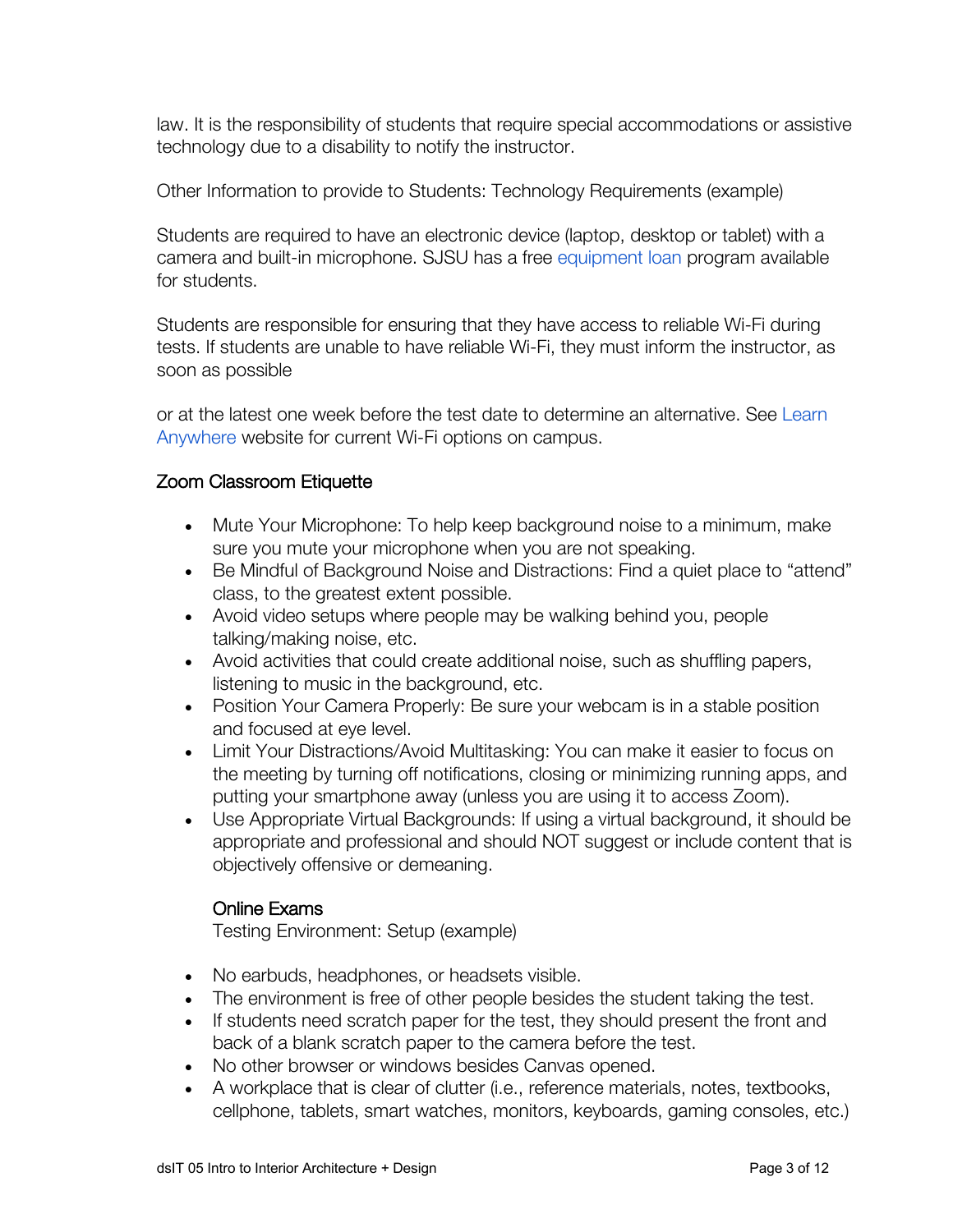law. It is the responsibility of students that require special accommodations or assistive technology due to a disability to notify the instructor.

Other Information to provide to Students: Technology Requirements (example)

Students are required to have an electronic device (laptop, desktop or tablet) with a camera and built-in microphone. SJSU has a free equipment loan program available for students.

Students are responsible for ensuring that they have access to reliable Wi-Fi during tests. If students are unable to have reliable Wi-Fi, they must inform the instructor, as soon as possible

or at the latest one week before the test date to determine an alternative. See Learn Anywhere website for current Wi-Fi options on campus.

## Zoom Classroom Etiquette

- Mute Your Microphone: To help keep background noise to a minimum, make sure you mute your microphone when you are not speaking.
- Be Mindful of Background Noise and Distractions: Find a quiet place to "attend" class, to the greatest extent possible.
- Avoid video setups where people may be walking behind you, people talking/making noise, etc.
- Avoid activities that could create additional noise, such as shuffling papers, listening to music in the background, etc.
- Position Your Camera Properly: Be sure your webcam is in a stable position and focused at eye level.
- Limit Your Distractions/Avoid Multitasking: You can make it easier to focus on the meeting by turning off notifications, closing or minimizing running apps, and putting your smartphone away (unless you are using it to access Zoom).
- Use Appropriate Virtual Backgrounds: If using a virtual background, it should be appropriate and professional and should NOT suggest or include content that is objectively offensive or demeaning.

### Online Exams

Testing Environment: Setup (example)

- No earbuds, headphones, or headsets visible.
- The environment is free of other people besides the student taking the test.
- If students need scratch paper for the test, they should present the front and back of a blank scratch paper to the camera before the test.
- No other browser or windows besides Canvas opened.
- A workplace that is clear of clutter (i.e., reference materials, notes, textbooks, cellphone, tablets, smart watches, monitors, keyboards, gaming consoles, etc.)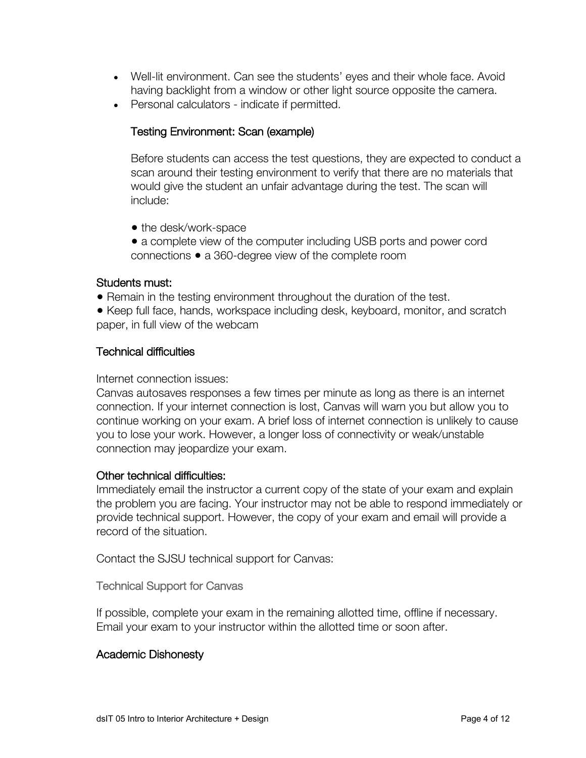- Well-lit environment. Can see the students' eyes and their whole face. Avoid having backlight from a window or other light source opposite the camera.
- Personal calculators - indicate if permitted.

### Testing Environment: Scan (example)

Before students can access the test questions, they are expected to conduct a scan around their testing environment to verify that there are no materials that would give the student an unfair advantage during the test. The scan will include:

• the desk/work-space

• a complete view of the computer including USB ports and power cord connections • a 360-degree view of the complete room

### Students must:

• Remain in the testing environment throughout the duration of the test.

• Keep full face, hands, workspace including desk, keyboard, monitor, and scratch paper, in full view of the webcam

### Technical difficulties

Internet connection issues:

Canvas autosaves responses a few times per minute as long as there is an internet connection. If your internet connection is lost, Canvas will warn you but allow you to continue working on your exam. A brief loss of internet connection is unlikely to cause you to lose your work. However, a longer loss of connectivity or weak/unstable connection may jeopardize your exam.

### Other technical difficulties:

Immediately email the instructor a current copy of the state of your exam and explain the problem you are facing. Your instructor may not be able to respond immediately or provide technical support. However, the copy of your exam and email will provide a record of the situation.

Contact the SJSU technical support for Canvas:

Technical Support for Canvas

If possible, complete your exam in the remaining allotted time, offline if necessary. Email your exam to your instructor within the allotted time or soon after.

### Academic Dishonesty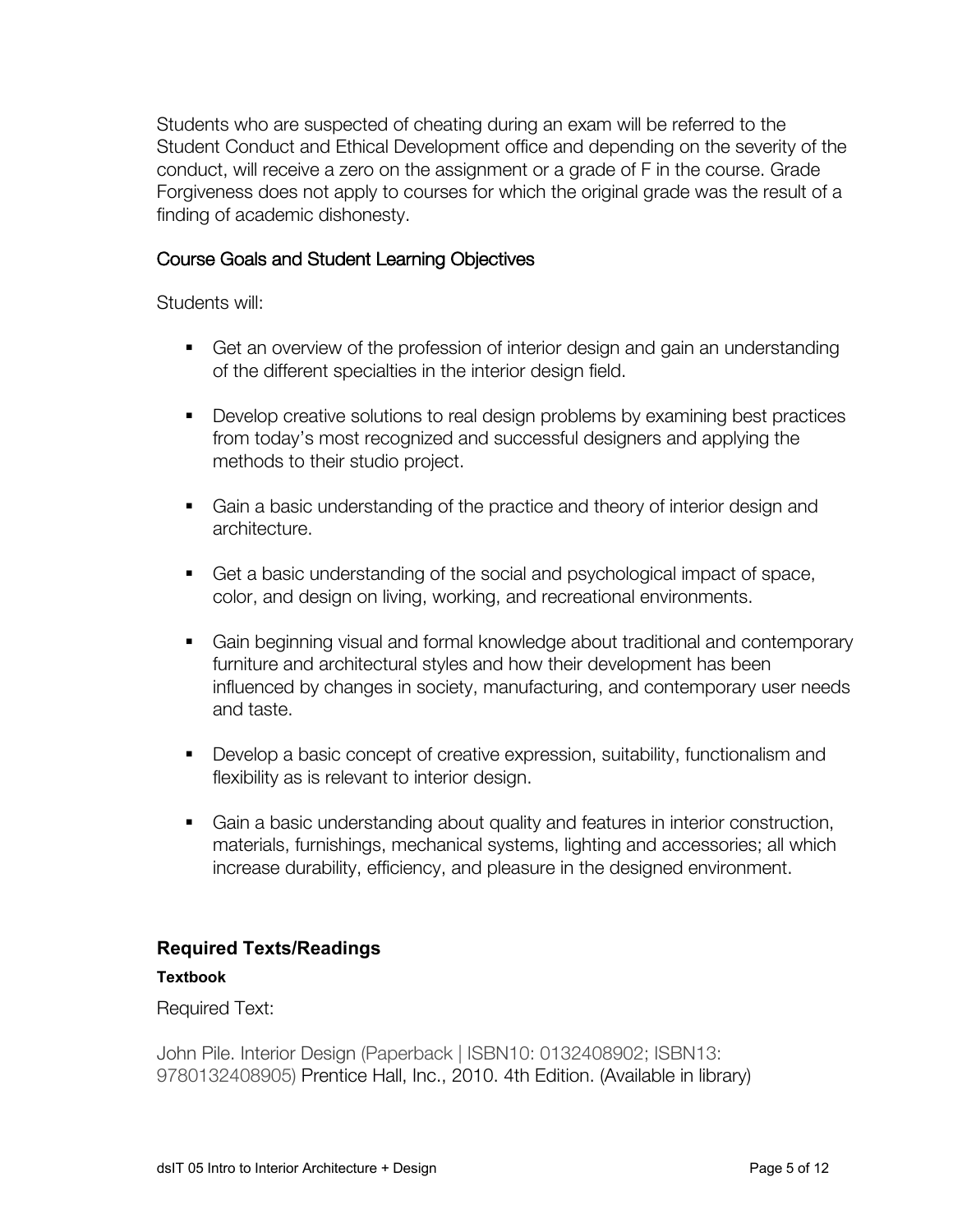Students who are suspected of cheating during an exam will be referred to the Student Conduct and Ethical Development office and depending on the severity of the conduct, will receive a zero on the assignment or a grade of F in the course. Grade Forgiveness does not apply to courses for which the original grade was the result of a finding of academic dishonesty.

### Course Goals and Student Learning Objectives

Students will:

- Get an overview of the profession of interior design and gain an understanding of the different specialties in the interior design field.
- Develop creative solutions to real design problems by examining best practices from today's most recognized and successful designers and applying the methods to their studio project.
- Gain a basic understanding of the practice and theory of interior design and architecture.
- Get a basic understanding of the social and psychological impact of space, color, and design on living, working, and recreational environments.
- Gain beginning visual and formal knowledge about traditional and contemporary furniture and architectural styles and how their development has been influenced by changes in society, manufacturing, and contemporary user needs and taste.
- Develop a basic concept of creative expression, suitability, functionalism and flexibility as is relevant to interior design.
- Gain a basic understanding about quality and features in interior construction, materials, furnishings, mechanical systems, lighting and accessories; all which increase durability, efficiency, and pleasure in the designed environment.

## Required Texts/Readings

#### Textbook

Required Text:

John Pile. Interior Design (Paperback | ISBN10: 0132408902; ISBN13: 9780132408905) Prentice Hall, Inc., 2010. 4th Edition. (Available in library)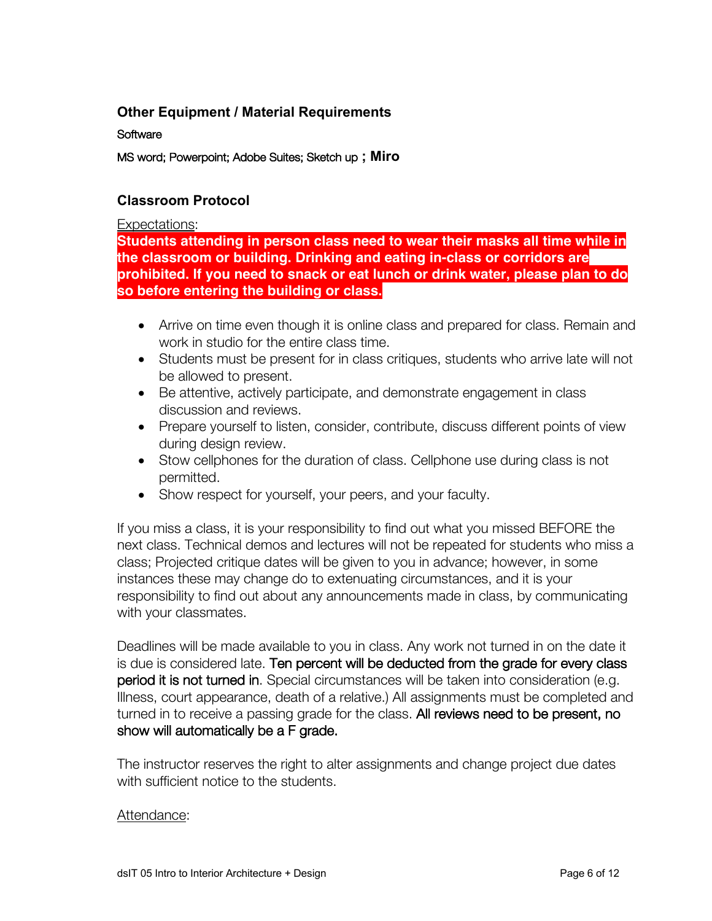### Other Equipment / Material Requirements

Software

MS word; Powerpoint; Adobe Suites; Sketch up **; Miro**

### Classroom Protocol

Expectations:

**Students attending in person class need to wear their masks all time while in the classroom or building. Drinking and eating in-class or corridors are prohibited. If you need to snack or eat lunch or drink water, please plan to do so before entering the building or class.**

- Arrive on time even though it is online class and prepared for class. Remain and work in studio for the entire class time.
- Students must be present for in class critiques, students who arrive late will not be allowed to present.
- Be attentive, actively participate, and demonstrate engagement in class discussion and reviews.
- Prepare yourself to listen, consider, contribute, discuss different points of view during design review.
- Stow cellphones for the duration of class. Cellphone use during class is not permitted.
- Show respect for yourself, your peers, and your faculty.

If you miss a class, it is your responsibility to find out what you missed BEFORE the next class. Technical demos and lectures will not be repeated for students who miss a class; Projected critique dates will be given to you in advance; however, in some instances these may change do to extenuating circumstances, and it is your responsibility to find out about any announcements made in class, by communicating with your classmates.

Deadlines will be made available to you in class. Any work not turned in on the date it is due is considered late. Ten percent will be deducted from the grade for every class period it is not turned in. Special circumstances will be taken into consideration (e.g. Illness, court appearance, death of a relative.) All assignments must be completed and turned in to receive a passing grade for the class. All reviews need to be present, no show will automatically be a F grade.

The instructor reserves the right to alter assignments and change project due dates with sufficient notice to the students.

Attendance: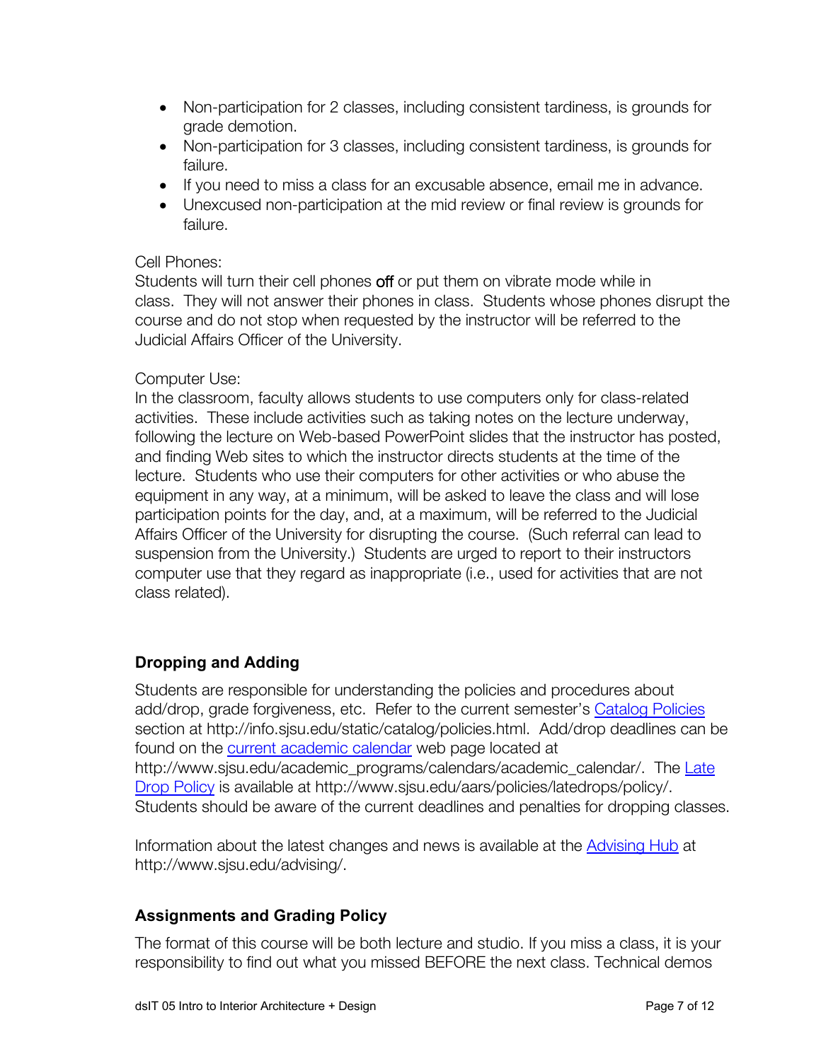- Non-participation for 2 classes, including consistent tardiness, is grounds for grade demotion.
- Non-participation for 3 classes, including consistent tardiness, is grounds for failure.
- If you need to miss a class for an excusable absence, email me in advance.
- Unexcused non-participation at the mid review or final review is grounds for failure.

Cell Phones:
Students will turn their cell phones off or put them on vibrate mode while in class. They will not answer their phones in class. Students whose phones disrupt the course and do not stop when requested by the instructor will be referred to the Judicial Affairs Officer of the University.

Computer Use:
In the classroom, faculty allows students to use computers only for class-related activities. These include activities such as taking notes on the lecture underway, following the lecture on Web-based PowerPoint slides that the instructor has posted, and finding Web sites to which the instructor directs students at the time of the lecture. Students who use their computers for other activities or who abuse the equipment in any way, at a minimum, will be asked to leave the class and will lose participation points for the day, and, at a maximum, will be referred to the Judicial Affairs Officer of the University for disrupting the course. (Such referral can lead to suspension from the University.) Students are urged to report to their instructors computer use that they regard as inappropriate (i.e., used for activities that are not class related).

### Dropping and Adding

Students are responsible for understanding the policies and procedures about add/drop, grade forgiveness, etc. Refer to the current semester's Catalog Policies section at http://info.sjsu.edu/static/catalog/policies.html. Add/drop deadlines can be found on the current academic calendar web page located at http://www.sjsu.edu/academic_programs/calendars/academic_calendar/. The Late Drop Policy is available at http://www.sjsu.edu/aars/policies/latedrops/policy/. Students should be aware of the current deadlines and penalties for dropping classes.

Information about the latest changes and news is available at the Advising Hub at http://www.sjsu.edu/advising/.

### Assignments and Grading Policy

The format of this course will be both lecture and studio. If you miss a class, it is your responsibility to find out what you missed BEFORE the next class. Technical demos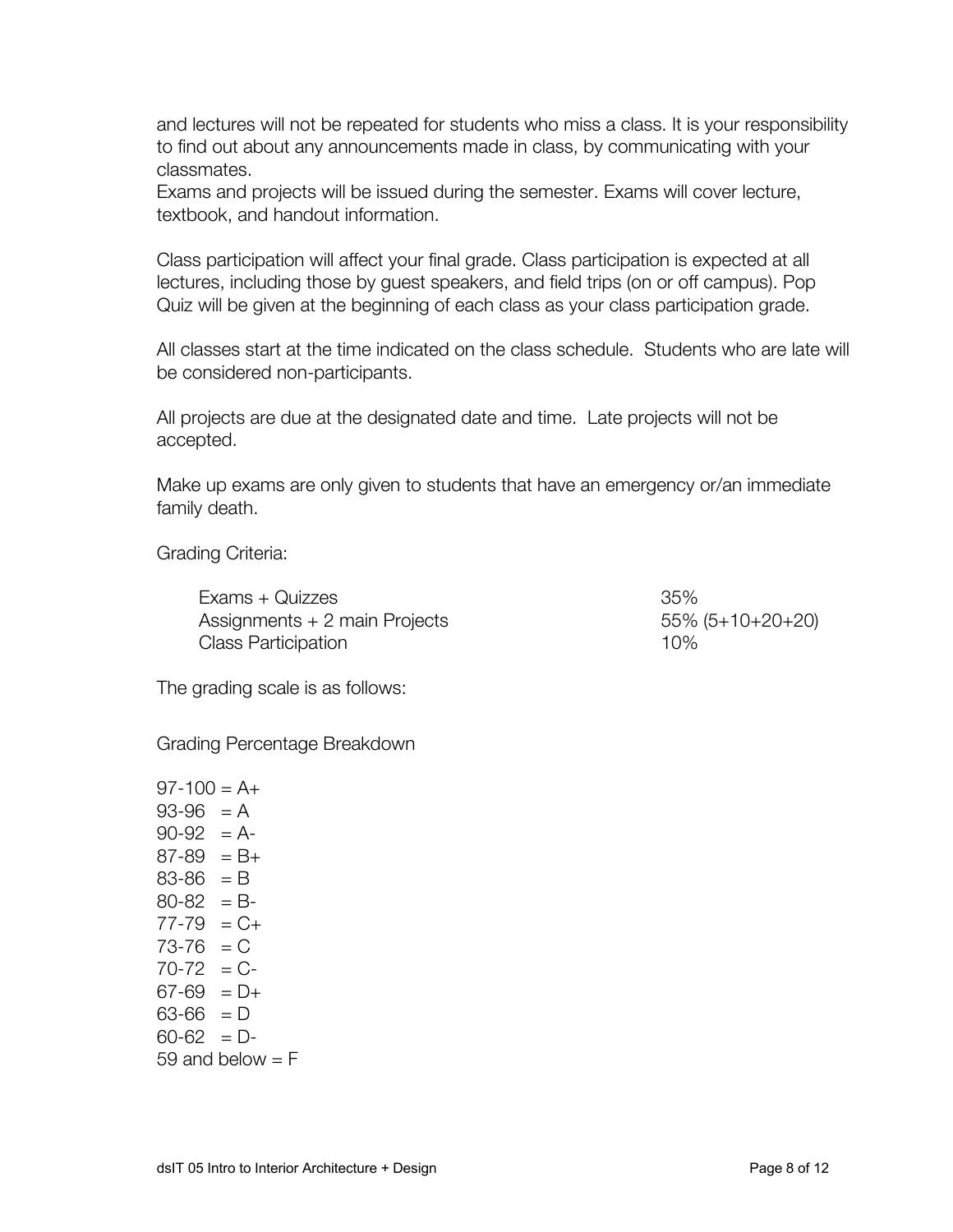and lectures will not be repeated for students who miss a class. It is your responsibility to find out about any announcements made in class, by communicating with your classmates.
Exams and projects will be issued during the semester. Exams will cover lecture, textbook, and handout information.

Class participation will affect your final grade. Class participation is expected at all lectures, including those by guest speakers, and field trips (on or off campus). Pop Quiz will be given at the beginning of each class as your class participation grade.

All classes start at the time indicated on the class schedule. Students who are late will be considered non-participants.

All projects are due at the designated date and time. Late projects will not be accepted.

Make up exams are only given to students that have an emergency or/an immediate family death.

Grading Criteria:

| | |
|---|---|
| Exams + Quizzes | 35% |
| Assignments + 2 main Projects | 55% (5+10+20+20) |
| Class Participation | 10% |

The grading scale is as follows:

Grading Percentage Breakdown

97-100 = A+
93-96 = A
90-92 = A-
87-89 = B+
83-86 = B
80-82 = B-
77-79 = C+
73-76 = C
70-72 = C-
67-69 = D+
63-66 = D
60-62 = D-
59 and below = F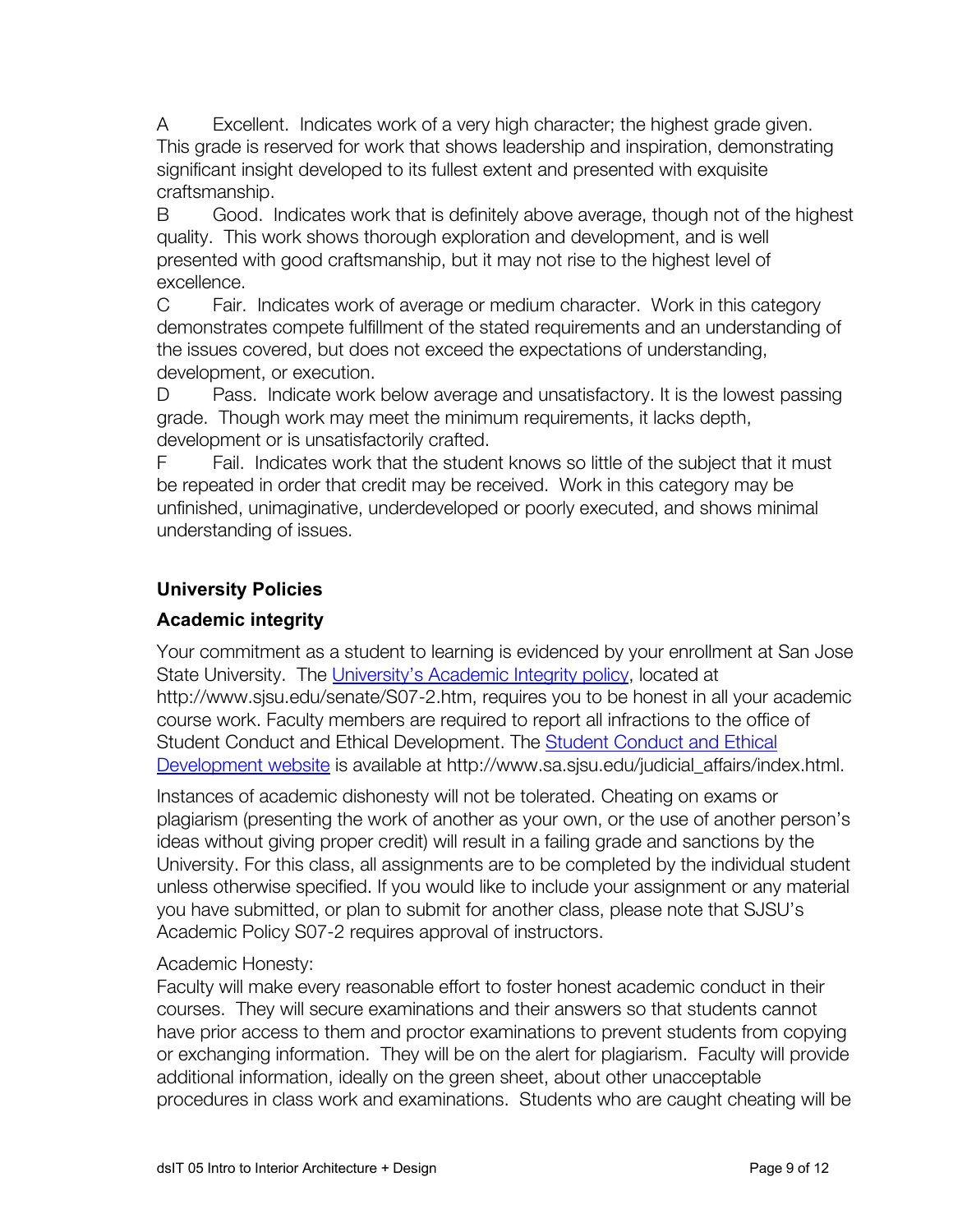A Excellent. Indicates work of a very high character; the highest grade given. This grade is reserved for work that shows leadership and inspiration, demonstrating significant insight developed to its fullest extent and presented with exquisite craftsmanship.

B Good. Indicates work that is definitely above average, though not of the highest quality. This work shows thorough exploration and development, and is well presented with good craftsmanship, but it may not rise to the highest level of excellence.

C Fair. Indicates work of average or medium character. Work in this category demonstrates compete fulfillment of the stated requirements and an understanding of the issues covered, but does not exceed the expectations of understanding, development, or execution.

D Pass. Indicate work below average and unsatisfactory. It is the lowest passing grade. Though work may meet the minimum requirements, it lacks depth, development or is unsatisfactorily crafted.

F Fail. Indicates work that the student knows so little of the subject that it must be repeated in order that credit may be received. Work in this category may be unfinished, unimaginative, underdeveloped or poorly executed, and shows minimal understanding of issues.

## University Policies

### Academic integrity

Your commitment as a student to learning is evidenced by your enrollment at San Jose State University. The [University's Academic Integrity policy](http://www.sjsu.edu/senate/S07-2.htm), located at http://www.sjsu.edu/senate/S07-2.htm, requires you to be honest in all your academic course work. Faculty members are required to report all infractions to the office of Student Conduct and Ethical Development. The [Student Conduct and Ethical Development website](http://www.sa.sjsu.edu/judicial_affairs/index.html) is available at http://www.sa.sjsu.edu/judicial_affairs/index.html.

Instances of academic dishonesty will not be tolerated. Cheating on exams or plagiarism (presenting the work of another as your own, or the use of another person's ideas without giving proper credit) will result in a failing grade and sanctions by the University. For this class, all assignments are to be completed by the individual student unless otherwise specified. If you would like to include your assignment or any material you have submitted, or plan to submit for another class, please note that SJSU's Academic Policy S07-2 requires approval of instructors.

Academic Honesty:
Faculty will make every reasonable effort to foster honest academic conduct in their courses. They will secure examinations and their answers so that students cannot have prior access to them and proctor examinations to prevent students from copying or exchanging information. They will be on the alert for plagiarism. Faculty will provide additional information, ideally on the green sheet, about other unacceptable procedures in class work and examinations. Students who are caught cheating will be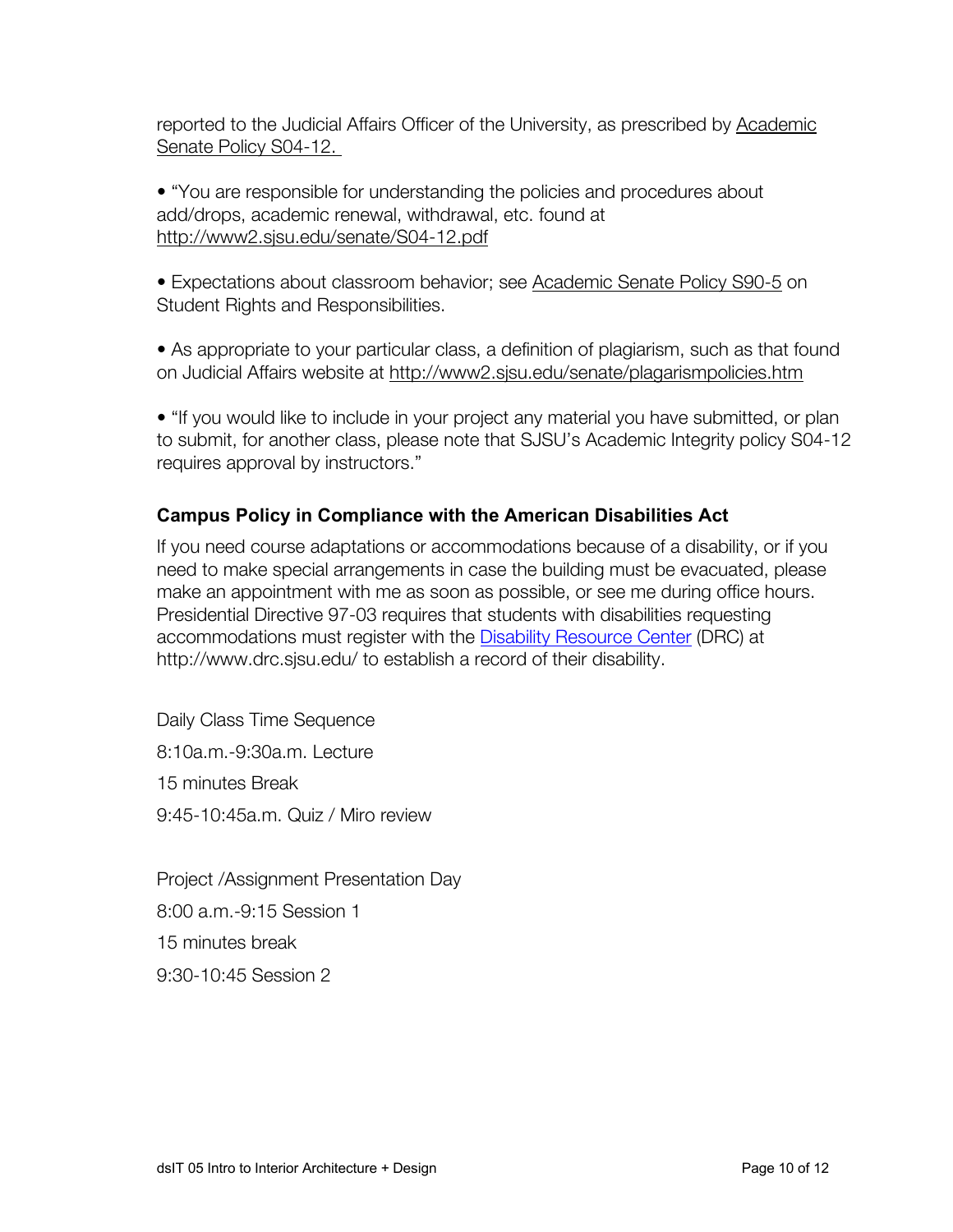reported to the Judicial Affairs Officer of the University, as prescribed by Academic Senate Policy S04-12.

• "You are responsible for understanding the policies and procedures about add/drops, academic renewal, withdrawal, etc. found at http://www2.sjsu.edu/senate/S04-12.pdf

• Expectations about classroom behavior; see Academic Senate Policy S90-5 on Student Rights and Responsibilities.

• As appropriate to your particular class, a definition of plagiarism, such as that found on Judicial Affairs website at http://www2.sjsu.edu/senate/plagarismpolicies.htm

• "If you would like to include in your project any material you have submitted, or plan to submit, for another class, please note that SJSU's Academic Integrity policy S04-12 requires approval by instructors."

### Campus Policy in Compliance with the American Disabilities Act

If you need course adaptations or accommodations because of a disability, or if you need to make special arrangements in case the building must be evacuated, please make an appointment with me as soon as possible, or see me during office hours. Presidential Directive 97-03 requires that students with disabilities requesting accommodations must register with the Disability Resource Center (DRC) at http://www.drc.sjsu.edu/ to establish a record of their disability.

Daily Class Time Sequence

8:10a.m.-9:30a.m. Lecture

15 minutes Break

9:45-10:45a.m. Quiz / Miro review

Project /Assignment Presentation Day

8:00 a.m.-9:15 Session 1

15 minutes break

9:30-10:45 Session 2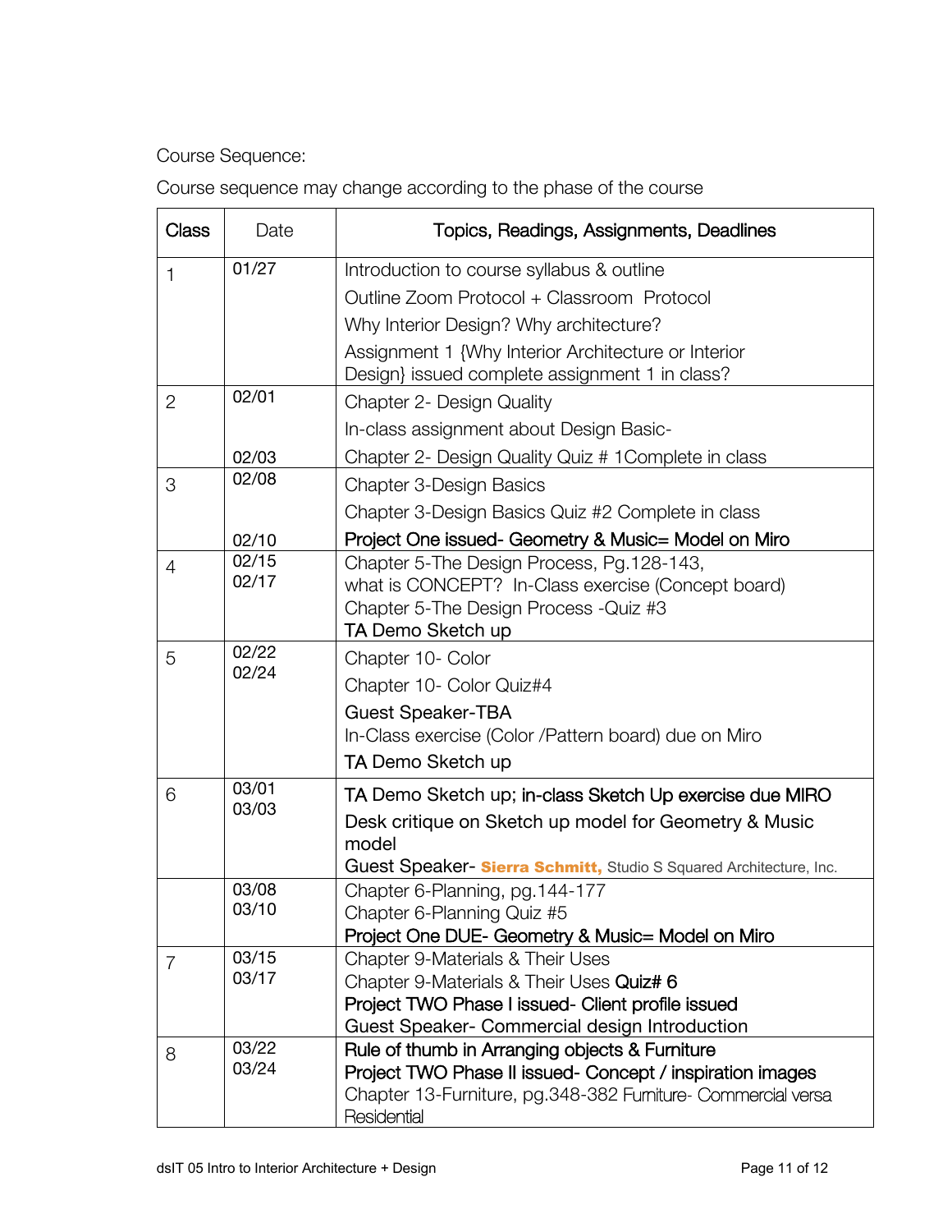Course Sequence:

Course sequence may change according to the phase of the course

| Class | Date | Topics, Readings, Assignments, Deadlines |
|---|---|---|
| 1 | 01/27 | Introduction to course syllabus & outline<br>Outline Zoom Protocol + Classroom Protocol<br>Why Interior Design? Why architecture?<br>Assignment 1 {Why Interior Architecture or Interior Design} issued complete assignment 1 in class? |
| 2 | 02/01<br><br>02/03 | Chapter 2- Design Quality<br>In-class assignment about Design Basic-<br>Chapter 2- Design Quality Quiz # 1Complete in class |
| 3 | 02/08<br><br>02/10 | Chapter 3-Design Basics<br>Chapter 3-Design Basics Quiz #2 Complete in class<br>Project One issued- Geometry & Music= Model on Miro |
| 4 | 02/15<br>02/17 | Chapter 5-The Design Process, Pg.128-143,<br>what is CONCEPT? In-Class exercise (Concept board)<br>Chapter 5-The Design Process -Quiz #3<br>TA Demo Sketch up |
| 5 | 02/22<br>02/24 | Chapter 10- Color<br>Chapter 10- Color Quiz#4<br>Guest Speaker-TBA<br>In-Class exercise (Color /Pattern board) due on Miro<br>TA Demo Sketch up |
| 6 | 03/01<br>03/03 | TA Demo Sketch up; in-class Sketch Up exercise due MIRO<br>Desk critique on Sketch up model for Geometry & Music model<br>Guest Speaker- **Sierra Schmitt,** Studio S Squared Architecture, Inc. |
| | 03/08<br>03/10 | Chapter 6-Planning, pg.144-177<br>Chapter 6-Planning Quiz #5<br>Project One DUE- Geometry & Music= Model on Miro |
| 7 | 03/15<br>03/17 | Chapter 9-Materials & Their Uses<br>Chapter 9-Materials & Their Uses Quiz# 6<br>Project TWO Phase I issued- Client profile issued<br>Guest Speaker- Commercial design Introduction |
| 8 | 03/22<br>03/24 | Rule of thumb in Arranging objects & Furniture<br>Project TWO Phase II issued- Concept / inspiration images<br>Chapter 13-Furniture, pg.348-382 Furniture- Commercial versa Residential |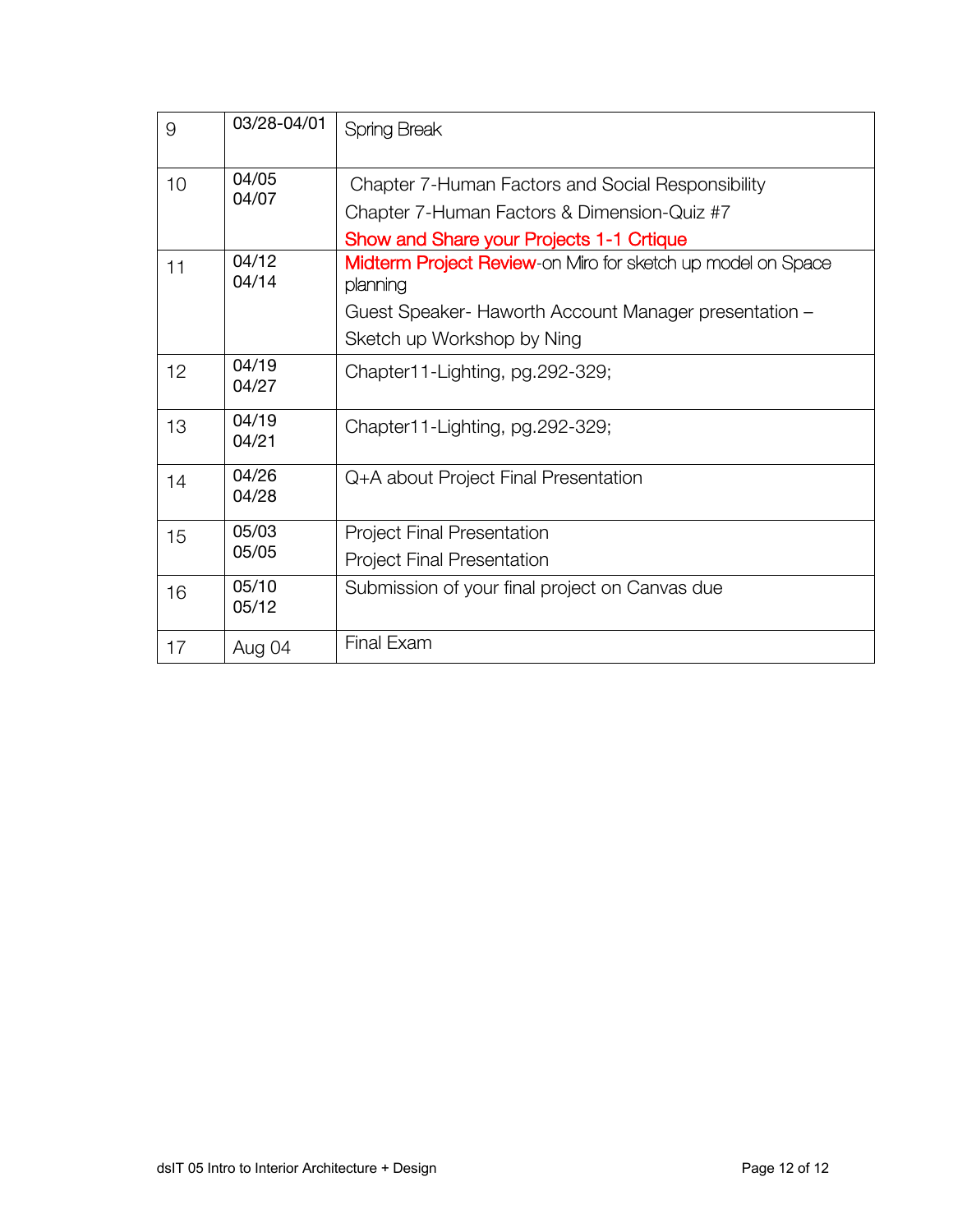| | | |
|---|---|---|
| 9 | 03/28-04/01 | Spring Break |
| 10 | 04/05<br>04/07 | Chapter 7-Human Factors and Social Responsibility<br>Chapter 7-Human Factors & Dimension-Quiz #7<br>Show and Share your Projects 1-1 Crtique |
| 11 | 04/12<br>04/14 | Midterm Project Review-on Miro for sketch up model on Space planning<br>Guest Speaker- Haworth Account Manager presentation –<br>Sketch up Workshop by Ning |
| 12 | 04/19<br>04/27 | Chapter11-Lighting, pg.292-329; |
| 13 | 04/19<br>04/21 | Chapter11-Lighting, pg.292-329; |
| 14 | 04/26<br>04/28 | Q+A about Project Final Presentation |
| 15 | 05/03<br>05/05 | Project Final Presentation<br>Project Final Presentation |
| 16 | 05/10<br>05/12 | Submission of your final project on Canvas due |
| 17 | Aug 04 | Final Exam |